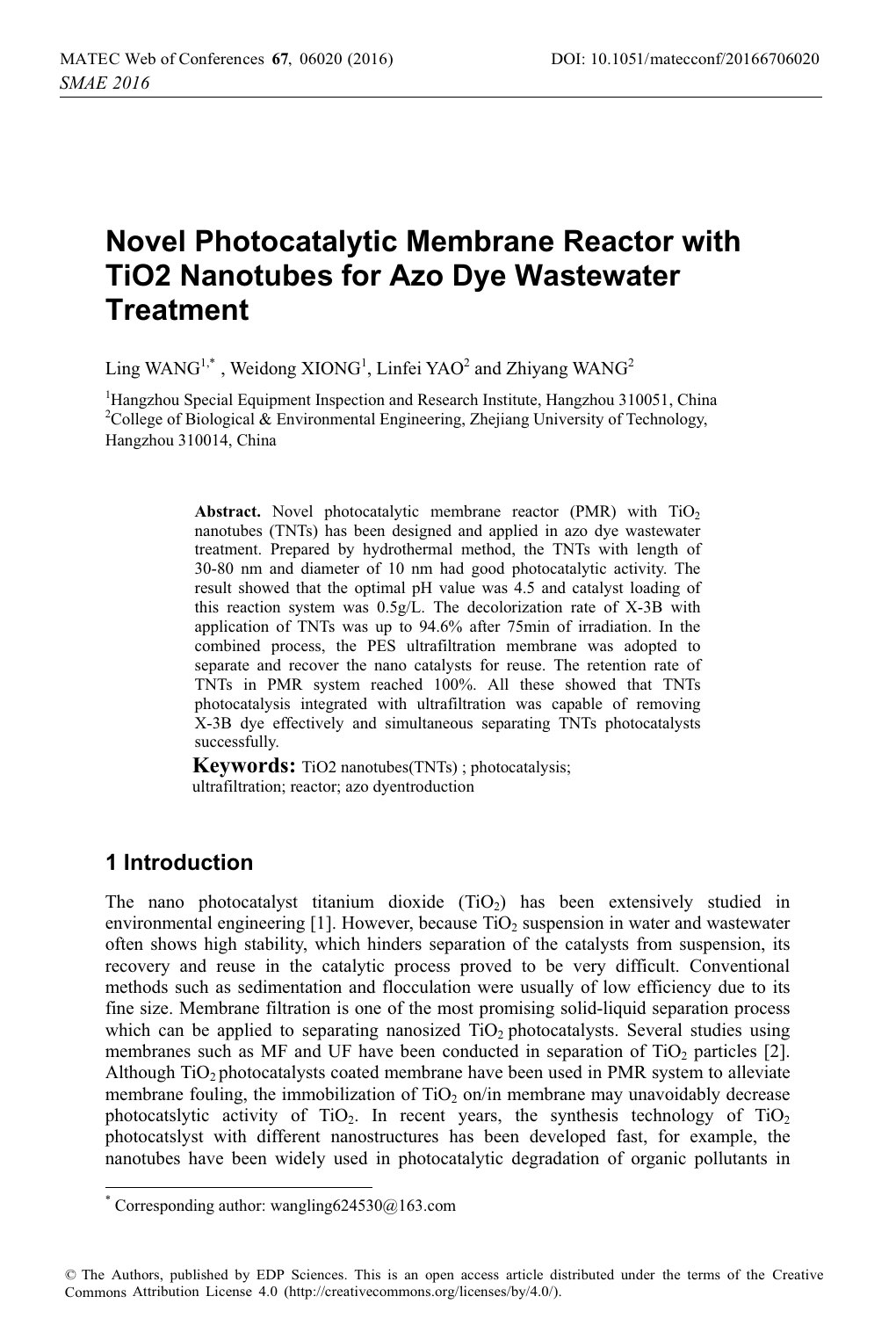# Novel Photocatalytic Membrane Reactor with TiO2 Nanotubes for Azo Dye Wastewater Treatment

Ling WANG[1,*] , Weidong XIONG[1], Linfei YAO[2] and Zhiyang WANG[2]

[1]Hangzhou Special Equipment Inspection and Research Institute, Hangzhou 310051, China
[2]College of Biological & Environmental Engineering, Zhejiang University of Technology, Hangzhou 310014, China

**Abstract.** Novel photocatalytic membrane reactor (PMR) with $TiO_2$ nanotubes (TNTs) has been designed and applied in azo dye wastewater treatment. Prepared by hydrothermal method, the TNTs with length of 30-80 nm and diameter of 10 nm had good photocatalytic activity. The result showed that the optimal pH value was 4.5 and catalyst loading of this reaction system was 0.5g/L. The decolorization rate of X-3B with application of TNTs was up to 94.6% after 75min of irradiation. In the combined process, the PES ultrafiltration membrane was adopted to separate and recover the nano catalysts for reuse. The retention rate of TNTs in PMR system reached 100%. All these showed that TNTs photocatalysis integrated with ultrafiltration was capable of removing X-3B dye effectively and simultaneous separating TNTs photocatalysts successfully.

**Keywords:** TiO2 nanotubes(TNTs) ; photocatalysis; ultrafiltration; reactor; azo dyentroduction

## 1 Introduction

The nano photocatalyst titanium dioxide ($TiO_2$) has been extensively studied in environmental engineering [1]. However, because $TiO_2$ suspension in water and wastewater often shows high stability, which hinders separation of the catalysts from suspension, its recovery and reuse in the catalytic process proved to be very difficult. Conventional methods such as sedimentation and flocculation were usually of low efficiency due to its fine size. Membrane filtration is one of the most promising solid-liquid separation process which can be applied to separating nanosized $TiO_2$ photocatalysts. Several studies using membranes such as MF and UF have been conducted in separation of $TiO_2$ particles [2]. Although $TiO_2$ photocatalysts coated membrane have been used in PMR system to alleviate membrane fouling, the immobilization of $TiO_2$ on/in membrane may unavoidably decrease photocatslytic activity of $TiO_2$. In recent years, the synthesis technology of $TiO_2$ photocatslyst with different nanostructures has been developed fast, for example, the nanotubes have been widely used in photocatalytic degradation of organic pollutants in

[*] Corresponding author: wangling624530@163.com

© The Authors, published by EDP Sciences. This is an open access article distributed under the terms of the Creative Commons Attribution License 4.0 (http://creativecommons.org/licenses/by/4.0/).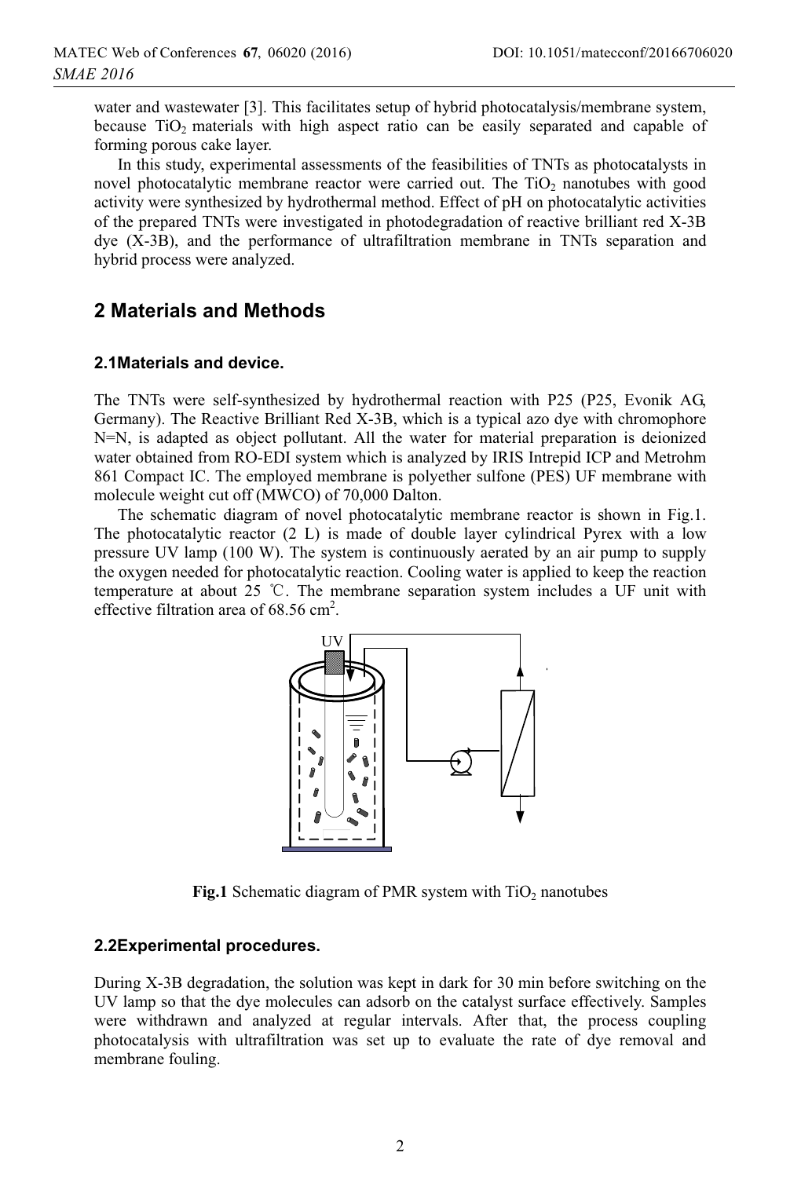water and wastewater [3]. This facilitates setup of hybrid photocatalysis/membrane system, because $TiO_2$ materials with high aspect ratio can be easily separated and capable of forming porous cake layer.

In this study, experimental assessments of the feasibilities of TNTs as photocatalysts in novel photocatalytic membrane reactor were carried out. The $TiO_2$ nanotubes with good activity were synthesized by hydrothermal method. Effect of pH on photocatalytic activities of the prepared TNTs were investigated in photodegradation of reactive brilliant red X-3B dye (X-3B), and the performance of ultrafiltration membrane in TNTs separation and hybrid process were analyzed.

## 2 Materials and Methods

### 2.1Materials and device.

The TNTs were self-synthesized by hydrothermal reaction with P25 (P25, Evonik AG, Germany). The Reactive Brilliant Red X-3B, which is a typical azo dye with chromophore N=N, is adapted as object pollutant. All the water for material preparation is deionized water obtained from RO-EDI system which is analyzed by IRIS Intrepid ICP and Metrohm 861 Compact IC. The employed membrane is polyether sulfone (PES) UF membrane with molecule weight cut off (MWCO) of 70,000 Dalton.

The schematic diagram of novel photocatalytic membrane reactor is shown in Fig.1. The photocatalytic reactor (2 L) is made of double layer cylindrical Pyrex with a low pressure UV lamp (100 W). The system is continuously aerated by an air pump to supply the oxygen needed for photocatalytic reaction. Cooling water is applied to keep the reaction temperature at about 25 ℃. The membrane separation system includes a UF unit with effective filtration area of 68.56 $cm^2$.

**Fig.1** Schematic diagram of PMR system with $TiO_2$ nanotubes

### 2.2Experimental procedures.

During X-3B degradation, the solution was kept in dark for 30 min before switching on the UV lamp so that the dye molecules can adsorb on the catalyst surface effectively. Samples were withdrawn and analyzed at regular intervals. After that, the process coupling photocatalysis with ultrafiltration was set up to evaluate the rate of dye removal and membrane fouling.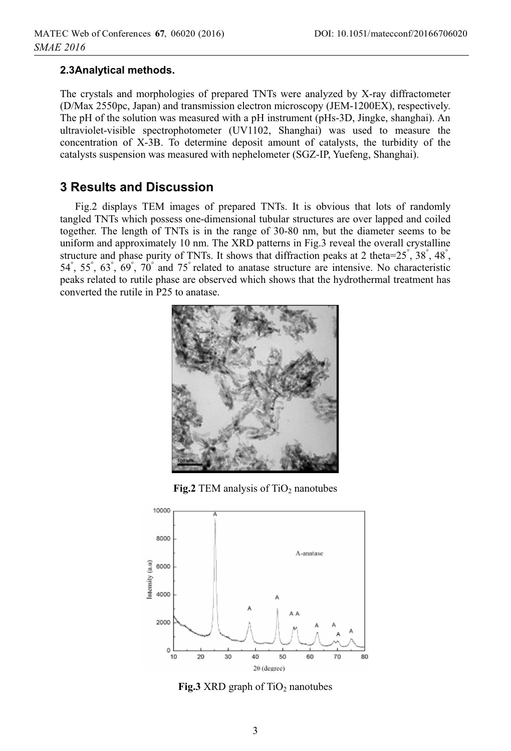### 2.3Analytical methods.

The crystals and morphologies of prepared TNTs were analyzed by X-ray diffractometer (D/Max 2550pc, Japan) and transmission electron microscopy (JEM-1200EX), respectively. The pH of the solution was measured with a pH instrument (pHs-3D, Jingke, shanghai). An ultraviolet-visible spectrophotometer (UV1102, Shanghai) was used to measure the concentration of X-3B. To determine deposit amount of catalysts, the turbidity of the catalysts suspension was measured with nephelometer (SGZ-IP, Yuefeng, Shanghai).

## 3 Results and Discussion

Fig.2 displays TEM images of prepared TNTs. It is obvious that lots of randomly tangled TNTs which possess one-dimensional tubular structures are over lapped and coiled together. The length of TNTs is in the range of 30-80 nm, but the diameter seems to be uniform and approximately 10 nm. The XRD patterns in Fig.3 reveal the overall crystalline structure and phase purity of TNTs. It shows that diffraction peaks at 2 theta=25°, 38°, 48°, 54°, 55°, 63°, 69°, 70° and 75° related to anatase structure are intensive. No characteristic peaks related to rutile phase are observed which shows that the hydrothermal treatment has converted the rutile in P25 to anatase.

**Fig.2** TEM analysis of $TiO_2$ nanotubes

**Fig.3** XRD graph of $TiO_2$ nanotubes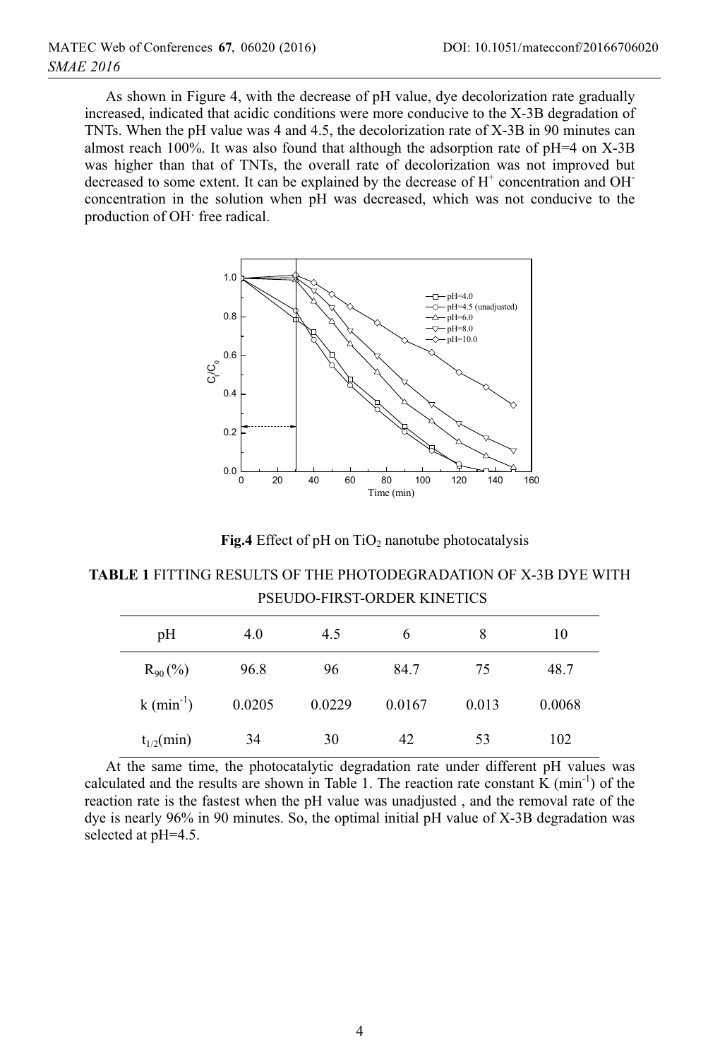As shown in Figure 4, with the decrease of pH value, dye decolorization rate gradually increased, indicated that acidic conditions were more conducive to the X-3B degradation of TNTs. When the pH value was 4 and 4.5, the decolorization rate of X-3B in 90 minutes can almost reach 100%. It was also found that although the adsorption rate of pH=4 on X-3B was higher than that of TNTs, the overall rate of decolorization was not improved but decreased to some extent. It can be explained by the decrease of $H^+$ concentration and $OH^-$ concentration in the solution when pH was decreased, which was not conducive to the production of OH· free radical.

**Fig.4** Effect of pH on $TiO_2$ nanotube photocatalysis

**TABLE 1** FITTING RESULTS OF THE PHOTODEGRADATION OF X-3B DYE WITH PSEUDO-FIRST-ORDER KINETICS

| pH | 4.0 | 4.5 | 6 | 8 | 10 |
|---|---|---|---|---|---|
| $R_{90}$ (%) | 96.8 | 96 | 84.7 | 75 | 48.7 |
| k ($min^{-1}$) | 0.0205 | 0.0229 | 0.0167 | 0.013 | 0.0068 |
| $t_{1/2}$(min) | 34 | 30 | 42 | 53 | 102 |

At the same time, the photocatalytic degradation rate under different pH values was calculated and the results are shown in Table 1. The reaction rate constant K ($min^{-1}$) of the reaction rate is the fastest when the pH value was unadjusted , and the removal rate of the dye is nearly 96% in 90 minutes. So, the optimal initial pH value of X-3B degradation was selected at pH=4.5.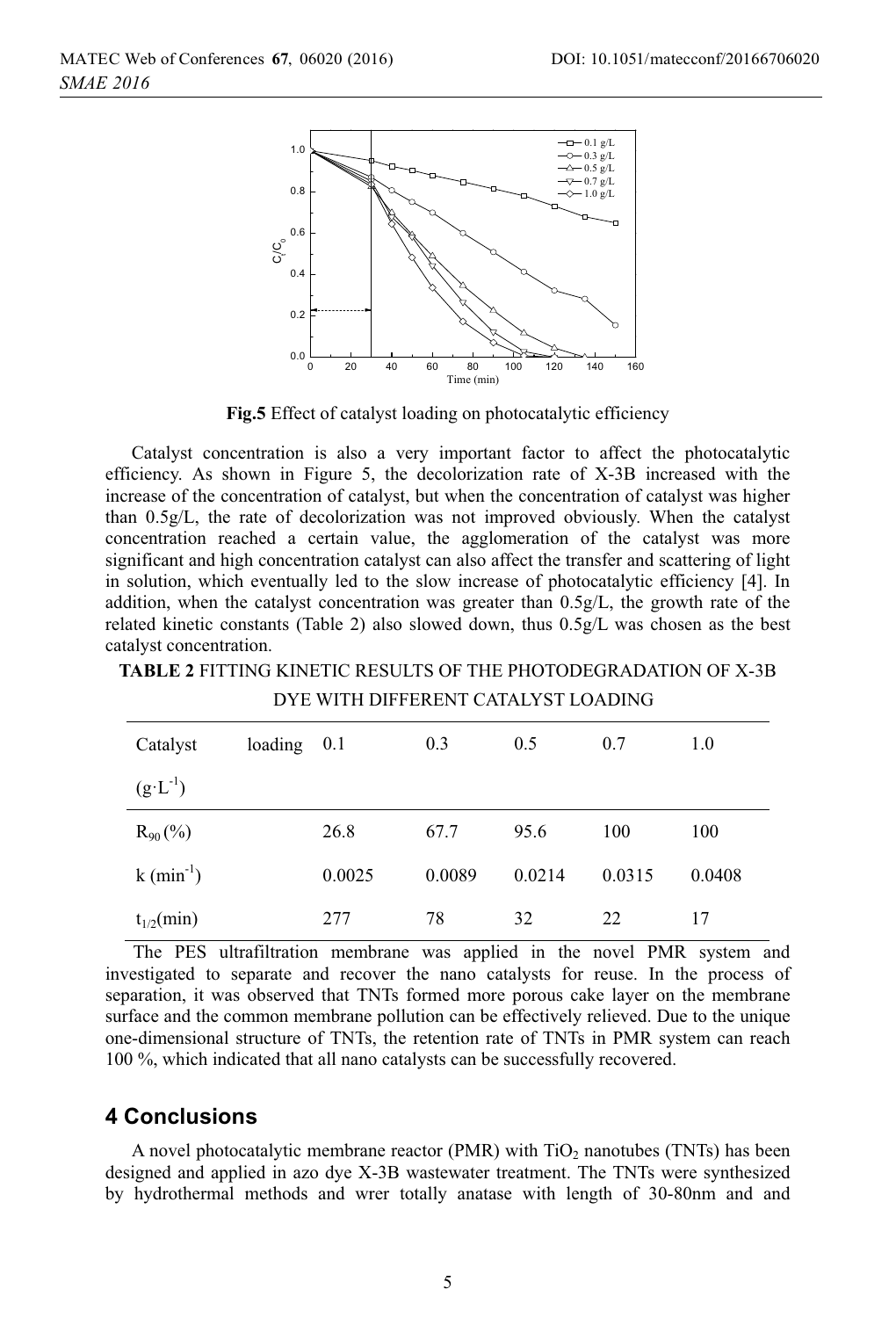**Fig.5** Effect of catalyst loading on photocatalytic efficiency

Catalyst concentration is also a very important factor to affect the photocatalytic efficiency. As shown in Figure 5, the decolorization rate of X-3B increased with the increase of the concentration of catalyst, but when the concentration of catalyst was higher than 0.5g/L, the rate of decolorization was not improved obviously. When the catalyst concentration reached a certain value, the agglomeration of the catalyst was more significant and high concentration catalyst can also affect the transfer and scattering of light in solution, which eventually led to the slow increase of photocatalytic efficiency [4]. In addition, when the catalyst concentration was greater than 0.5g/L, the growth rate of the related kinetic constants (Table 2) also slowed down, thus 0.5g/L was chosen as the best catalyst concentration.

**TABLE 2** FITTING KINETIC RESULTS OF THE PHOTODEGRADATION OF X-3B DYE WITH DIFFERENT CATALYST LOADING

| Catalyst loading ($g \cdot L^{-1}$) | 0.1 | 0.3 | 0.5 | 0.7 | 1.0 |
|---|---|---|---|---|---|
| $R_{90}$ (%) | 26.8 | 67.7 | 95.6 | 100 | 100 |
| k ($min^{-1}$) | 0.0025 | 0.0089 | 0.0214 | 0.0315 | 0.0408 |
| $t_{1/2}$(min) | 277 | 78 | 32 | 22 | 17 |

The PES ultrafiltration membrane was applied in the novel PMR system and investigated to separate and recover the nano catalysts for reuse. In the process of separation, it was observed that TNTs formed more porous cake layer on the membrane surface and the common membrane pollution can be effectively relieved. Due to the unique one-dimensional structure of TNTs, the retention rate of TNTs in PMR system can reach 100 %, which indicated that all nano catalysts can be successfully recovered.

## 4 Conclusions

A novel photocatalytic membrane reactor (PMR) with $TiO_2$ nanotubes (TNTs) has been designed and applied in azo dye X-3B wastewater treatment. The TNTs were synthesized by hydrothermal methods and wrer totally anatase with length of 30-80nm and and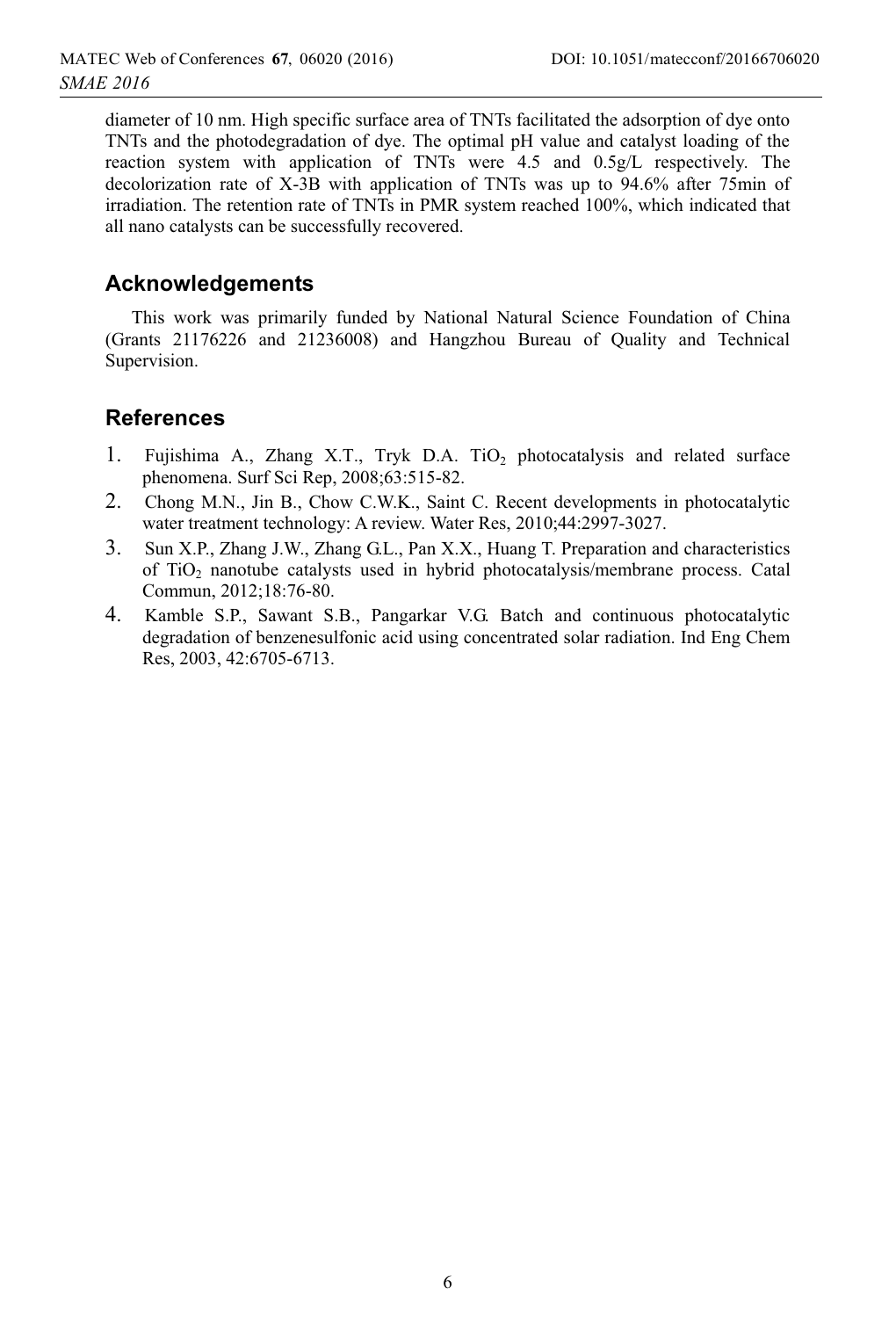diameter of 10 nm. High specific surface area of TNTs facilitated the adsorption of dye onto TNTs and the photodegradation of dye. The optimal pH value and catalyst loading of the reaction system with application of TNTs were 4.5 and 0.5g/L respectively. The decolorization rate of X-3B with application of TNTs was up to 94.6% after 75min of irradiation. The retention rate of TNTs in PMR system reached 100%, which indicated that all nano catalysts can be successfully recovered.

## Acknowledgements

This work was primarily funded by National Natural Science Foundation of China (Grants 21176226 and 21236008) and Hangzhou Bureau of Quality and Technical Supervision.

## References

1. Fujishima A., Zhang X.T., Tryk D.A. $TiO_2$ photocatalysis and related surface phenomena. Surf Sci Rep, 2008;63:515-82.
2. Chong M.N., Jin B., Chow C.W.K., Saint C. Recent developments in photocatalytic water treatment technology: A review. Water Res, 2010;44:2997-3027.
3. Sun X.P., Zhang J.W., Zhang G.L., Pan X.X., Huang T. Preparation and characteristics of $TiO_2$ nanotube catalysts used in hybrid photocatalysis/membrane process. Catal Commun, 2012;18:76-80.
4. Kamble S.P., Sawant S.B., Pangarkar V.G. Batch and continuous photocatalytic degradation of benzenesulfonic acid using concentrated solar radiation. Ind Eng Chem Res, 2003, 42:6705-6713.